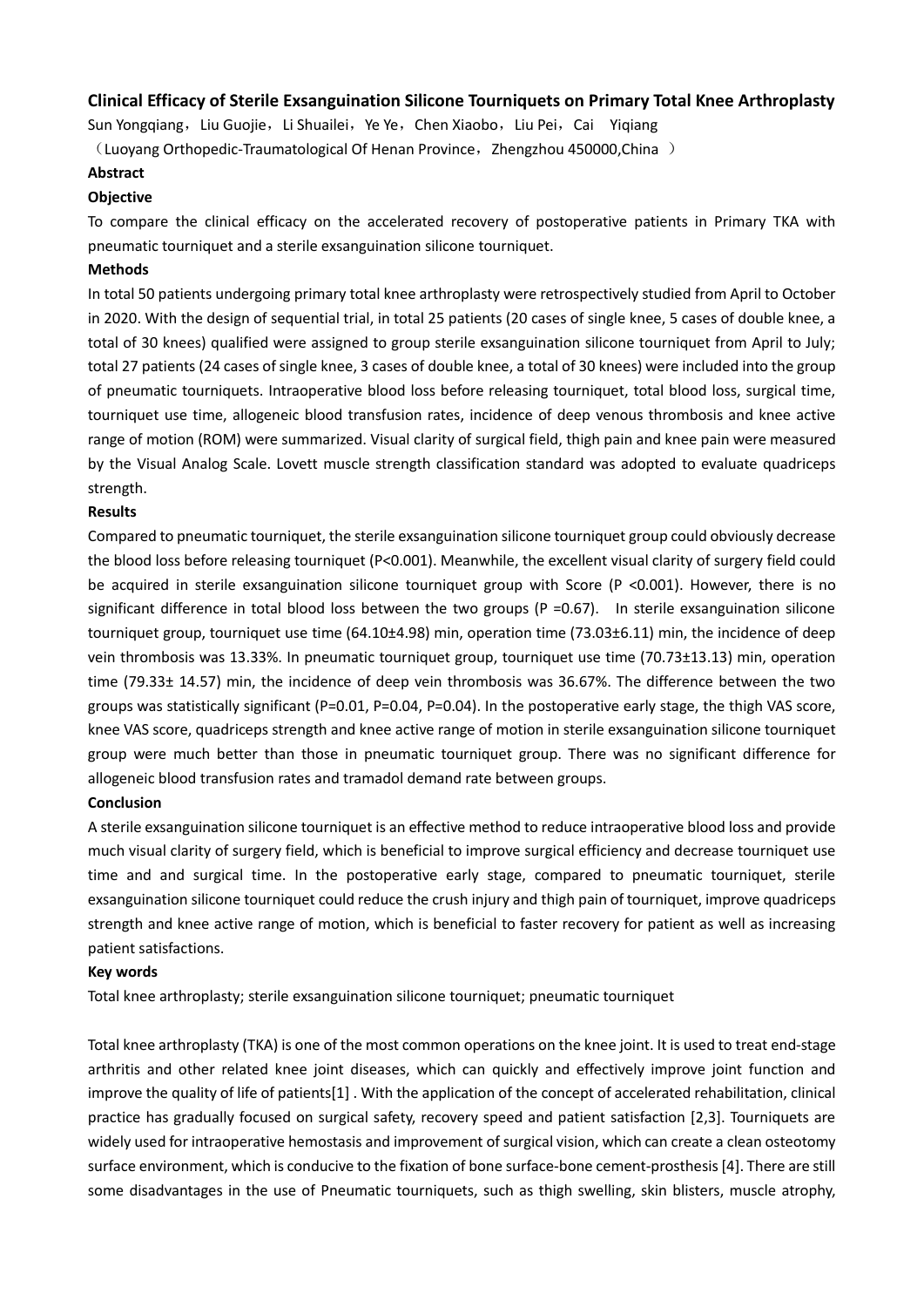# Clinical Efficacy of Sterile Exsanguination Silicone Tourniquets on Primary Total Knee Arthroplasty

Sun Yongqiang，Liu Guojie，Li Shuailei，Ye Ye，Chen Xiaobo，Liu Pei，Cai Yiqiang

（Luoyang Orthopedic-Traumatological Of Henan Province，Zhengzhou 450000,China ）

## Abstract

### Objective

To compare the clinical efficacy on the accelerated recovery of postoperative patients in Primary TKA with pneumatic tourniquet and a sterile exsanguination silicone tourniquet.

### Methods

In total 50 patients undergoing primary total knee arthroplasty were retrospectively studied from April to October in 2020. With the design of sequential trial, in total 25 patients (20 cases of single knee, 5 cases of double knee, a total of 30 knees) qualified were assigned to group sterile exsanguination silicone tourniquet from April to July; total 27 patients (24 cases of single knee, 3 cases of double knee, a total of 30 knees) were included into the group of pneumatic tourniquets. Intraoperative blood loss before releasing tourniquet, total blood loss, surgical time, tourniquet use time, allogeneic blood transfusion rates, incidence of deep venous thrombosis and knee active range of motion (ROM) were summarized. Visual clarity of surgical field, thigh pain and knee pain were measured by the Visual Analog Scale. Lovett muscle strength classification standard was adopted to evaluate quadriceps strength.

### Results

Compared to pneumatic tourniquet, the sterile exsanguination silicone tourniquet group could obviously decrease the blood loss before releasing tourniquet ($P<0.001$). Meanwhile, the excellent visual clarity of surgery field could be acquired in sterile exsanguination silicone tourniquet group with Score ($P<0.001$). However, there is no significant difference in total blood loss between the two groups ($P=0.67$). In sterile exsanguination silicone tourniquet group, tourniquet use time (64.10±4.98) min, operation time (73.03±6.11) min, the incidence of deep vein thrombosis was 13.33%. In pneumatic tourniquet group, tourniquet use time (70.73±13.13) min, operation time (79.33± 14.57) min, the incidence of deep vein thrombosis was 36.67%. The difference between the two groups was statistically significant ($P=0.01$, $P=0.04$, $P=0.04$). In the postoperative early stage, the thigh VAS score, knee VAS score, quadriceps strength and knee active range of motion in sterile exsanguination silicone tourniquet group were much better than those in pneumatic tourniquet group. There was no significant difference for allogeneic blood transfusion rates and tramadol demand rate between groups.

### Conclusion

A sterile exsanguination silicone tourniquet is an effective method to reduce intraoperative blood loss and provide much visual clarity of surgery field, which is beneficial to improve surgical efficiency and decrease tourniquet use time and and surgical time. In the postoperative early stage, compared to pneumatic tourniquet, sterile exsanguination silicone tourniquet could reduce the crush injury and thigh pain of tourniquet, improve quadriceps strength and knee active range of motion, which is beneficial to faster recovery for patient as well as increasing patient satisfactions.

### Key words

Total knee arthroplasty; sterile exsanguination silicone tourniquet; pneumatic tourniquet

Total knee arthroplasty (TKA) is one of the most common operations on the knee joint. It is used to treat end-stage arthritis and other related knee joint diseases, which can quickly and effectively improve joint function and improve the quality of life of patients[1] . With the application of the concept of accelerated rehabilitation, clinical practice has gradually focused on surgical safety, recovery speed and patient satisfaction [2,3]. Tourniquets are widely used for intraoperative hemostasis and improvement of surgical vision, which can create a clean osteotomy surface environment, which is conducive to the fixation of bone surface-bone cement-prosthesis [4]. There are still some disadvantages in the use of Pneumatic tourniquets, such as thigh swelling, skin blisters, muscle atrophy,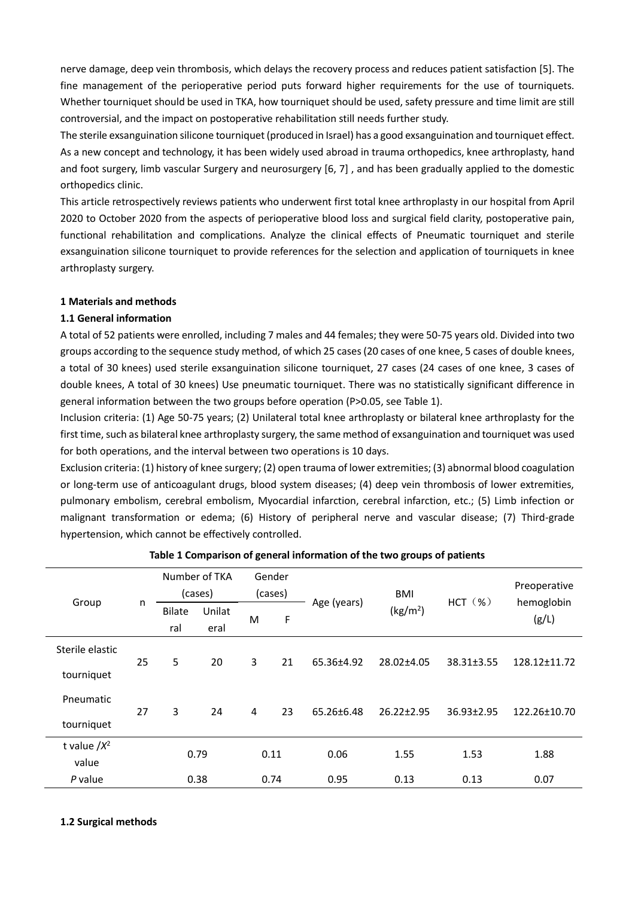nerve damage, deep vein thrombosis, which delays the recovery process and reduces patient satisfaction [5]. The fine management of the perioperative period puts forward higher requirements for the use of tourniquets. Whether tourniquet should be used in TKA, how tourniquet should be used, safety pressure and time limit are still controversial, and the impact on postoperative rehabilitation still needs further study.

The sterile exsanguination silicone tourniquet (produced in Israel) has a good exsanguination and tourniquet effect. As a new concept and technology, it has been widely used abroad in trauma orthopedics, knee arthroplasty, hand and foot surgery, limb vascular Surgery and neurosurgery [6, 7] , and has been gradually applied to the domestic orthopedics clinic.

This article retrospectively reviews patients who underwent first total knee arthroplasty in our hospital from April 2020 to October 2020 from the aspects of perioperative blood loss and surgical field clarity, postoperative pain, functional rehabilitation and complications. Analyze the clinical effects of Pneumatic tourniquet and sterile exsanguination silicone tourniquet to provide references for the selection and application of tourniquets in knee arthroplasty surgery.

**1 Materials and methods**

**1.1 General information**

A total of 52 patients were enrolled, including 7 males and 44 females; they were 50-75 years old. Divided into two groups according to the sequence study method, of which 25 cases (20 cases of one knee, 5 cases of double knees, a total of 30 knees) used sterile exsanguination silicone tourniquet, 27 cases (24 cases of one knee, 3 cases of double knees, A total of 30 knees) Use pneumatic tourniquet. There was no statistically significant difference in general information between the two groups before operation (P>0.05, see Table 1).

Inclusion criteria: (1) Age 50-75 years; (2) Unilateral total knee arthroplasty or bilateral knee arthroplasty for the first time, such as bilateral knee arthroplasty surgery, the same method of exsanguination and tourniquet was used for both operations, and the interval between two operations is 10 days.

Exclusion criteria: (1) history of knee surgery; (2) open trauma of lower extremities; (3) abnormal blood coagulation or long-term use of anticoagulant drugs, blood system diseases; (4) deep vein thrombosis of lower extremities, pulmonary embolism, cerebral embolism, Myocardial infarction, cerebral infarction, etc.; (5) Limb infection or malignant transformation or edema; (6) History of peripheral nerve and vascular disease; (7) Third-grade hypertension, which cannot be effectively controlled.

**Table 1 Comparison of general information of the two groups of patients**

| Group | n | Number of TKA (cases) | | Gender (cases) | | Age (years) | BMI (kg/m$^2$) | HCT（%） | Preoperative hemoglobin (g/L) |
|---|---|---|---|---|---|---|---|---|---|
| | | Bilateral | Unilateral | M | F | | | | |
| Sterile elastic tourniquet | 25 | 5 | 20 | 3 | 21 | 65.36±4.92 | 28.02±4.05 | 38.31±3.55 | 128.12±11.72 |
| Pneumatic tourniquet | 27 | 3 | 24 | 4 | 23 | 65.26±6.48 | 26.22±2.95 | 36.93±2.95 | 122.26±10.70 |
| t value /$X^2$ value | | 0.79 | | 0.11 | | 0.06 | 1.55 | 1.53 | 1.88 |
| *P* value | | 0.38 | | 0.74 | | 0.95 | 0.13 | 0.13 | 0.07 |

**1.2 Surgical methods**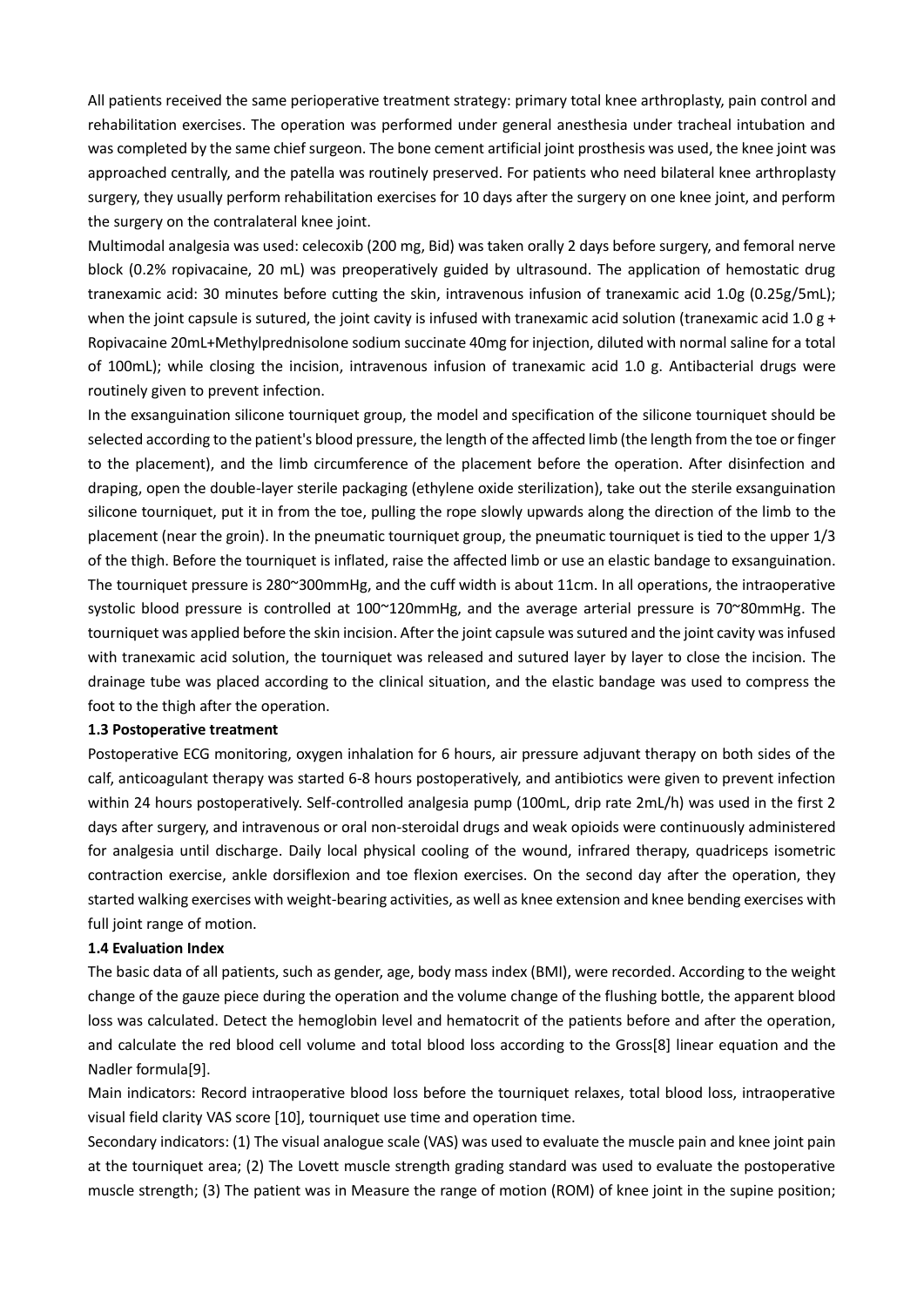All patients received the same perioperative treatment strategy: primary total knee arthroplasty, pain control and rehabilitation exercises. The operation was performed under general anesthesia under tracheal intubation and was completed by the same chief surgeon. The bone cement artificial joint prosthesis was used, the knee joint was approached centrally, and the patella was routinely preserved. For patients who need bilateral knee arthroplasty surgery, they usually perform rehabilitation exercises for 10 days after the surgery on one knee joint, and perform the surgery on the contralateral knee joint.

Multimodal analgesia was used: celecoxib (200 mg, Bid) was taken orally 2 days before surgery, and femoral nerve block (0.2% ropivacaine, 20 mL) was preoperatively guided by ultrasound. The application of hemostatic drug tranexamic acid: 30 minutes before cutting the skin, intravenous infusion of tranexamic acid 1.0g (0.25g/5mL); when the joint capsule is sutured, the joint cavity is infused with tranexamic acid solution (tranexamic acid 1.0 g + Ropivacaine 20mL+Methylprednisolone sodium succinate 40mg for injection, diluted with normal saline for a total of 100mL); while closing the incision, intravenous infusion of tranexamic acid 1.0 g. Antibacterial drugs were routinely given to prevent infection.

In the exsanguination silicone tourniquet group, the model and specification of the silicone tourniquet should be selected according to the patient's blood pressure, the length of the affected limb (the length from the toe or finger to the placement), and the limb circumference of the placement before the operation. After disinfection and draping, open the double-layer sterile packaging (ethylene oxide sterilization), take out the sterile exsanguination silicone tourniquet, put it in from the toe, pulling the rope slowly upwards along the direction of the limb to the placement (near the groin). In the pneumatic tourniquet group, the pneumatic tourniquet is tied to the upper 1/3 of the thigh. Before the tourniquet is inflated, raise the affected limb or use an elastic bandage to exsanguination. The tourniquet pressure is 280~300mmHg, and the cuff width is about 11cm. In all operations, the intraoperative systolic blood pressure is controlled at 100~120mmHg, and the average arterial pressure is 70~80mmHg. The tourniquet was applied before the skin incision. After the joint capsule was sutured and the joint cavity was infused with tranexamic acid solution, the tourniquet was released and sutured layer by layer to close the incision. The drainage tube was placed according to the clinical situation, and the elastic bandage was used to compress the foot to the thigh after the operation.

**1.3 Postoperative treatment**

Postoperative ECG monitoring, oxygen inhalation for 6 hours, air pressure adjuvant therapy on both sides of the calf, anticoagulant therapy was started 6-8 hours postoperatively, and antibiotics were given to prevent infection within 24 hours postoperatively. Self-controlled analgesia pump (100mL, drip rate 2mL/h) was used in the first 2 days after surgery, and intravenous or oral non-steroidal drugs and weak opioids were continuously administered for analgesia until discharge. Daily local physical cooling of the wound, infrared therapy, quadriceps isometric contraction exercise, ankle dorsiflexion and toe flexion exercises. On the second day after the operation, they started walking exercises with weight-bearing activities, as well as knee extension and knee bending exercises with full joint range of motion.

**1.4 Evaluation Index**

The basic data of all patients, such as gender, age, body mass index (BMI), were recorded. According to the weight change of the gauze piece during the operation and the volume change of the flushing bottle, the apparent blood loss was calculated. Detect the hemoglobin level and hematocrit of the patients before and after the operation, and calculate the red blood cell volume and total blood loss according to the Gross[8] linear equation and the Nadler formula[9].

Main indicators: Record intraoperative blood loss before the tourniquet relaxes, total blood loss, intraoperative visual field clarity VAS score [10], tourniquet use time and operation time.

Secondary indicators: (1) The visual analogue scale (VAS) was used to evaluate the muscle pain and knee joint pain at the tourniquet area; (2) The Lovett muscle strength grading standard was used to evaluate the postoperative muscle strength; (3) The patient was in Measure the range of motion (ROM) of knee joint in the supine position;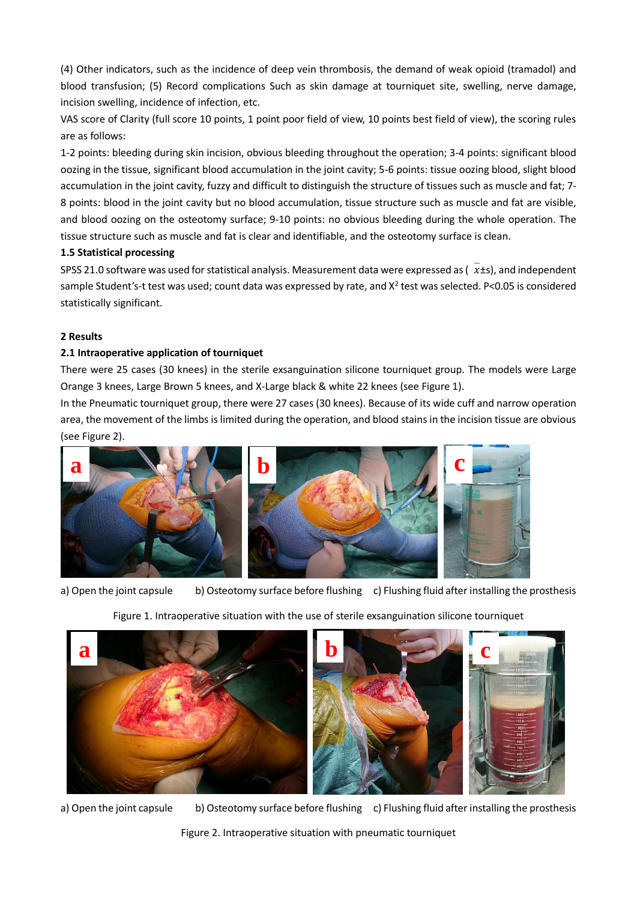(4) Other indicators, such as the incidence of deep vein thrombosis, the demand of weak opioid (tramadol) and blood transfusion; (5) Record complications Such as skin damage at tourniquet site, swelling, nerve damage, incision swelling, incidence of infection, etc.

VAS score of Clarity (full score 10 points, 1 point poor field of view, 10 points best field of view), the scoring rules are as follows:

1-2 points: bleeding during skin incision, obvious bleeding throughout the operation; 3-4 points: significant blood oozing in the tissue, significant blood accumulation in the joint cavity; 5-6 points: tissue oozing blood, slight blood accumulation in the joint cavity, fuzzy and difficult to distinguish the structure of tissues such as muscle and fat; 7-8 points: blood in the joint cavity but no blood accumulation, tissue structure such as muscle and fat are visible, and blood oozing on the osteotomy surface; 9-10 points: no obvious bleeding during the whole operation. The tissue structure such as muscle and fat is clear and identifiable, and the osteotomy surface is clean.

### 1.5 Statistical processing

SPSS 21.0 software was used for statistical analysis. Measurement data were expressed as ($\bar{x}$±s), and independent sample Student's-t test was used; count data was expressed by rate, and $X^2$ test was selected. $P<0.05$ is considered statistically significant.

## 2 Results

### 2.1 Intraoperative application of tourniquet

There were 25 cases (30 knees) in the sterile exsanguination silicone tourniquet group. The models were Large Orange 3 knees, Large Brown 5 knees, and X-Large black & white 22 knees (see Figure 1).

In the Pneumatic tourniquet group, there were 27 cases (30 knees). Because of its wide cuff and narrow operation area, the movement of the limbs is limited during the operation, and blood stains in the incision tissue are obvious (see Figure 2).

a) Open the joint capsule b) Osteotomy surface before flushing c) Flushing fluid after installing the prosthesis

Figure 1. Intraoperative situation with the use of sterile exsanguination silicone tourniquet

a) Open the joint capsule b) Osteotomy surface before flushing c) Flushing fluid after installing the prosthesis

Figure 2. Intraoperative situation with pneumatic tourniquet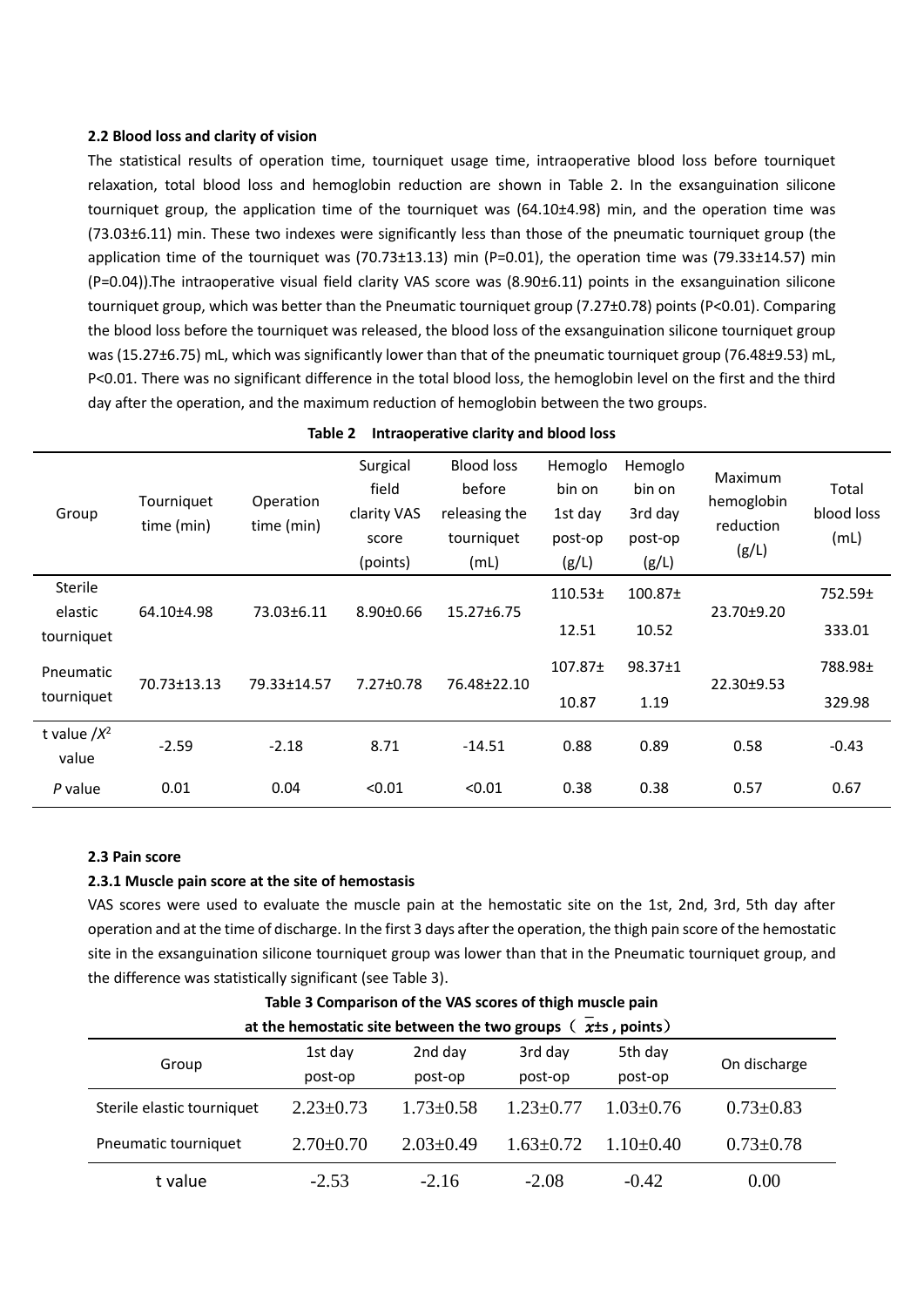### 2.2 Blood loss and clarity of vision

The statistical results of operation time, tourniquet usage time, intraoperative blood loss before tourniquet relaxation, total blood loss and hemoglobin reduction are shown in Table 2. In the exsanguination silicone tourniquet group, the application time of the tourniquet was (64.10±4.98) min, and the operation time was (73.03±6.11) min. These two indexes were significantly less than those of the pneumatic tourniquet group (the application time of the tourniquet was (70.73±13.13) min (P=0.01), the operation time was (79.33±14.57) min (P=0.04)).The intraoperative visual field clarity VAS score was (8.90±6.11) points in the exsanguination silicone tourniquet group, which was better than the Pneumatic tourniquet group (7.27±0.78) points (P<0.01). Comparing the blood loss before the tourniquet was released, the blood loss of the exsanguination silicone tourniquet group was (15.27±6.75) mL, which was significantly lower than that of the pneumatic tourniquet group (76.48±9.53) mL, P<0.01. There was no significant difference in the total blood loss, the hemoglobin level on the first and the third day after the operation, and the maximum reduction of hemoglobin between the two groups.

**Table 2 Intraoperative clarity and blood loss**

| Group | Tourniquet time (min) | Operation time (min) | Surgical field clarity VAS score (points) | Blood loss before releasing the tourniquet (mL) | Hemoglobin on 1st day post-op (g/L) | Hemoglobin on 3rd day post-op (g/L) | Maximum hemoglobin reduction (g/L) | Total blood loss (mL) |
|---|---|---|---|---|---|---|---|---|
| Sterile elastic tourniquet | 64.10±4.98 | 73.03±6.11 | 8.90±0.66 | 15.27±6.75 | 110.53±12.51 | 100.87±10.52 | 23.70±9.20 | 752.59±333.01 |
| Pneumatic tourniquet | 70.73±13.13 | 79.33±14.57 | 7.27±0.78 | 76.48±22.10 | 107.87±10.87 | 98.37±11.19 | 22.30±9.53 | 788.98±329.98 |
| t value / $X^2$ value | -2.59 | -2.18 | 8.71 | -14.51 | 0.88 | 0.89 | 0.58 | -0.43 |
| *P* value | 0.01 | 0.04 | <0.01 | <0.01 | 0.38 | 0.38 | 0.57 | 0.67 |

### 2.3 Pain score

#### 2.3.1 Muscle pain score at the site of hemostasis

VAS scores were used to evaluate the muscle pain at the hemostatic site on the 1st, 2nd, 3rd, 5th day after operation and at the time of discharge. In the first 3 days after the operation, the thigh pain score of the hemostatic site in the exsanguination silicone tourniquet group was lower than that in the Pneumatic tourniquet group, and the difference was statistically significant (see Table 3).

**Table 3 Comparison of the VAS scores of thigh muscle pain at the hemostatic site between the two groups（ $\bar{x}$±s , points）**

| Group | 1st day post-op | 2nd day post-op | 3rd day post-op | 5th day post-op | On discharge |
|---|---|---|---|---|---|
| Sterile elastic tourniquet | 2.23±0.73 | 1.73±0.58 | 1.23±0.77 | 1.03±0.76 | 0.73±0.83 |
| Pneumatic tourniquet | 2.70±0.70 | 2.03±0.49 | 1.63±0.72 | 1.10±0.40 | 0.73±0.78 |
| t value | -2.53 | -2.16 | -2.08 | -0.42 | 0.00 |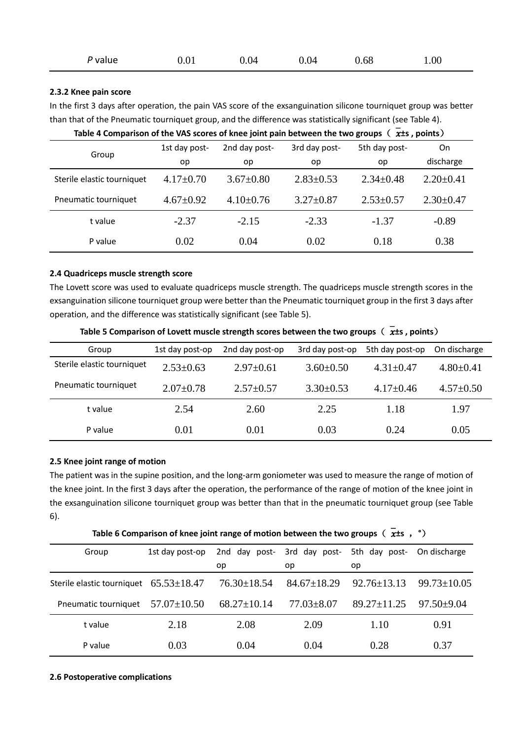| *P* value | 0.01 | 0.04 | 0.04 | 0.68 | 1.00 |
|---|---|---|---|---|---|

**2.3.2 Knee pain score**

In the first 3 days after operation, the pain VAS score of the exsanguination silicone tourniquet group was better than that of the Pneumatic tourniquet group, and the difference was statistically significant (see Table 4).

**Table 4 Comparison of the VAS scores of knee joint pain between the two groups（ $\bar{x}$±s , points）**

| Group | 1st day post-op | 2nd day post-op | 3rd day post-op | 5th day post-op | On discharge |
|---|---|---|---|---|---|
| Sterile elastic tourniquet | 4.17±0.70 | 3.67±0.80 | 2.83±0.53 | 2.34±0.48 | 2.20±0.41 |
| Pneumatic tourniquet | 4.67±0.92 | 4.10±0.76 | 3.27±0.87 | 2.53±0.57 | 2.30±0.47 |
| t value | -2.37 | -2.15 | -2.33 | -1.37 | -0.89 |
| P value | 0.02 | 0.04 | 0.02 | 0.18 | 0.38 |

**2.4 Quadriceps muscle strength score**

The Lovett score was used to evaluate quadriceps muscle strength. The quadriceps muscle strength scores in the exsanguination silicone tourniquet group were better than the Pneumatic tourniquet group in the first 3 days after operation, and the difference was statistically significant (see Table 5).

**Table 5 Comparison of Lovett muscle strength scores between the two groups（ $\bar{x}$±s , points）**

| Group | 1st day post-op | 2nd day post-op | 3rd day post-op | 5th day post-op | On discharge |
|---|---|---|---|---|---|
| Sterile elastic tourniquet | 2.53±0.63 | 2.97±0.61 | 3.60±0.50 | 4.31±0.47 | 4.80±0.41 |
| Pneumatic tourniquet | 2.07±0.78 | 2.57±0.57 | 3.30±0.53 | 4.17±0.46 | 4.57±0.50 |
| t value | 2.54 | 2.60 | 2.25 | 1.18 | 1.97 |
| P value | 0.01 | 0.01 | 0.03 | 0.24 | 0.05 |

**2.5 Knee joint range of motion**

The patient was in the supine position, and the long-arm goniometer was used to measure the range of motion of the knee joint. In the first 3 days after the operation, the performance of the range of motion of the knee joint in the exsanguination silicone tourniquet group was better than that in the pneumatic tourniquet group (see Table 6).

**Table 6 Comparison of knee joint range of motion between the two groups（ $\bar{x}$±s ，°）**

| Group | 1st day post-op | 2nd day post-op | 3rd day post-op | 5th day post-op | On discharge |
|---|---|---|---|---|---|
| Sterile elastic tourniquet | 65.53±18.47 | 76.30±18.54 | 84.67±18.29 | 92.76±13.13 | 99.73±10.05 |
| Pneumatic tourniquet | 57.07±10.50 | 68.27±10.14 | 77.03±8.07 | 89.27±11.25 | 97.50±9.04 |
| t value | 2.18 | 2.08 | 2.09 | 1.10 | 0.91 |
| P value | 0.03 | 0.04 | 0.04 | 0.28 | 0.37 |

**2.6 Postoperative complications**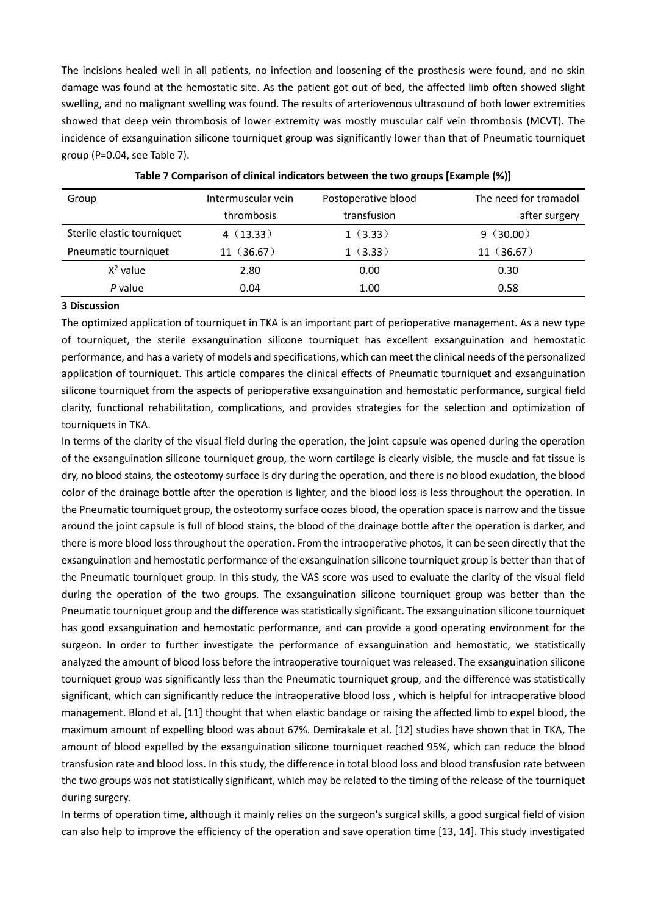The incisions healed well in all patients, no infection and loosening of the prosthesis were found, and no skin damage was found at the hemostatic site. As the patient got out of bed, the affected limb often showed slight swelling, and no malignant swelling was found. The results of arteriovenous ultrasound of both lower extremities showed that deep vein thrombosis of lower extremity was mostly muscular calf vein thrombosis (MCVT). The incidence of exsanguination silicone tourniquet group was significantly lower than that of Pneumatic tourniquet group (P=0.04, see Table 7).

**Table 7 Comparison of clinical indicators between the two groups [Example (%)]**

| Group | Intermuscular vein thrombosis | Postoperative blood transfusion | The need for tramadol after surgery |
|---|---|---|---|
| Sterile elastic tourniquet | 4（13.33） | 1（3.33） | 9（30.00） |
| Pneumatic tourniquet | 11（36.67） | 1（3.33） | 11（36.67） |
| $X^2$ value | 2.80 | 0.00 | 0.30 |
| *P* value | 0.04 | 1.00 | 0.58 |

**3 Discussion**

The optimized application of tourniquet in TKA is an important part of perioperative management. As a new type of tourniquet, the sterile exsanguination silicone tourniquet has excellent exsanguination and hemostatic performance, and has a variety of models and specifications, which can meet the clinical needs of the personalized application of tourniquet. This article compares the clinical effects of Pneumatic tourniquet and exsanguination silicone tourniquet from the aspects of perioperative exsanguination and hemostatic performance, surgical field clarity, functional rehabilitation, complications, and provides strategies for the selection and optimization of tourniquets in TKA.

In terms of the clarity of the visual field during the operation, the joint capsule was opened during the operation of the exsanguination silicone tourniquet group, the worn cartilage is clearly visible, the muscle and fat tissue is dry, no blood stains, the osteotomy surface is dry during the operation, and there is no blood exudation, the blood color of the drainage bottle after the operation is lighter, and the blood loss is less throughout the operation. In the Pneumatic tourniquet group, the osteotomy surface oozes blood, the operation space is narrow and the tissue around the joint capsule is full of blood stains, the blood of the drainage bottle after the operation is darker, and there is more blood loss throughout the operation. From the intraoperative photos, it can be seen directly that the exsanguination and hemostatic performance of the exsanguination silicone tourniquet group is better than that of the Pneumatic tourniquet group. In this study, the VAS score was used to evaluate the clarity of the visual field during the operation of the two groups. The exsanguination silicone tourniquet group was better than the Pneumatic tourniquet group and the difference was statistically significant. The exsanguination silicone tourniquet has good exsanguination and hemostatic performance, and can provide a good operating environment for the surgeon. In order to further investigate the performance of exsanguination and hemostatic, we statistically analyzed the amount of blood loss before the intraoperative tourniquet was released. The exsanguination silicone tourniquet group was significantly less than the Pneumatic tourniquet group, and the difference was statistically significant, which can significantly reduce the intraoperative blood loss , which is helpful for intraoperative blood management. Blond et al. [11] thought that when elastic bandage or raising the affected limb to expel blood, the maximum amount of expelling blood was about 67%. Demirakale et al. [12] studies have shown that in TKA, The amount of blood expelled by the exsanguination silicone tourniquet reached 95%, which can reduce the blood transfusion rate and blood loss. In this study, the difference in total blood loss and blood transfusion rate between the two groups was not statistically significant, which may be related to the timing of the release of the tourniquet during surgery.

In terms of operation time, although it mainly relies on the surgeon's surgical skills, a good surgical field of vision can also help to improve the efficiency of the operation and save operation time [13, 14]. This study investigated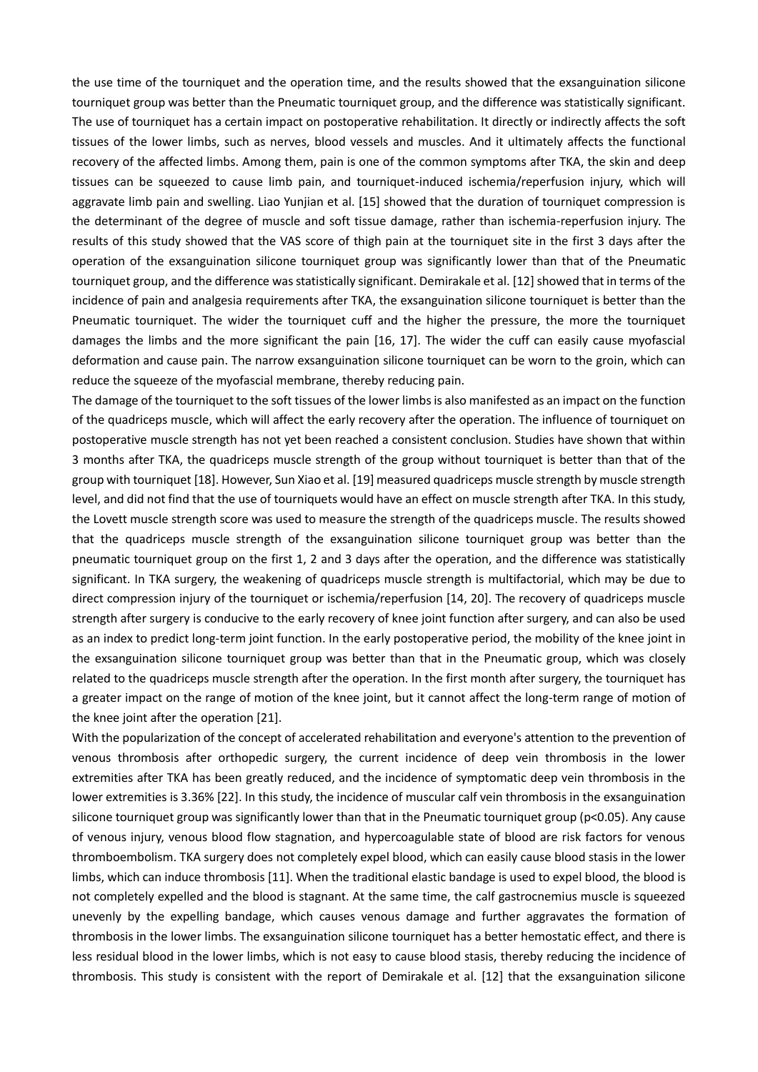the use time of the tourniquet and the operation time, and the results showed that the exsanguination silicone tourniquet group was better than the Pneumatic tourniquet group, and the difference was statistically significant. The use of tourniquet has a certain impact on postoperative rehabilitation. It directly or indirectly affects the soft tissues of the lower limbs, such as nerves, blood vessels and muscles. And it ultimately affects the functional recovery of the affected limbs. Among them, pain is one of the common symptoms after TKA, the skin and deep tissues can be squeezed to cause limb pain, and tourniquet-induced ischemia/reperfusion injury, which will aggravate limb pain and swelling. Liao Yunjian et al. [15] showed that the duration of tourniquet compression is the determinant of the degree of muscle and soft tissue damage, rather than ischemia-reperfusion injury. The results of this study showed that the VAS score of thigh pain at the tourniquet site in the first 3 days after the operation of the exsanguination silicone tourniquet group was significantly lower than that of the Pneumatic tourniquet group, and the difference was statistically significant. Demirakale et al. [12] showed that in terms of the incidence of pain and analgesia requirements after TKA, the exsanguination silicone tourniquet is better than the Pneumatic tourniquet. The wider the tourniquet cuff and the higher the pressure, the more the tourniquet damages the limbs and the more significant the pain [16, 17]. The wider the cuff can easily cause myofascial deformation and cause pain. The narrow exsanguination silicone tourniquet can be worn to the groin, which can reduce the squeeze of the myofascial membrane, thereby reducing pain.

The damage of the tourniquet to the soft tissues of the lower limbs is also manifested as an impact on the function of the quadriceps muscle, which will affect the early recovery after the operation. The influence of tourniquet on postoperative muscle strength has not yet been reached a consistent conclusion. Studies have shown that within 3 months after TKA, the quadriceps muscle strength of the group without tourniquet is better than that of the group with tourniquet [18]. However, Sun Xiao et al. [19] measured quadriceps muscle strength by muscle strength level, and did not find that the use of tourniquets would have an effect on muscle strength after TKA. In this study, the Lovett muscle strength score was used to measure the strength of the quadriceps muscle. The results showed that the quadriceps muscle strength of the exsanguination silicone tourniquet group was better than the pneumatic tourniquet group on the first 1, 2 and 3 days after the operation, and the difference was statistically significant. In TKA surgery, the weakening of quadriceps muscle strength is multifactorial, which may be due to direct compression injury of the tourniquet or ischemia/reperfusion [14, 20]. The recovery of quadriceps muscle strength after surgery is conducive to the early recovery of knee joint function after surgery, and can also be used as an index to predict long-term joint function. In the early postoperative period, the mobility of the knee joint in the exsanguination silicone tourniquet group was better than that in the Pneumatic group, which was closely related to the quadriceps muscle strength after the operation. In the first month after surgery, the tourniquet has a greater impact on the range of motion of the knee joint, but it cannot affect the long-term range of motion of the knee joint after the operation [21].

With the popularization of the concept of accelerated rehabilitation and everyone's attention to the prevention of venous thrombosis after orthopedic surgery, the current incidence of deep vein thrombosis in the lower extremities after TKA has been greatly reduced, and the incidence of symptomatic deep vein thrombosis in the lower extremities is 3.36% [22]. In this study, the incidence of muscular calf vein thrombosis in the exsanguination silicone tourniquet group was significantly lower than that in the Pneumatic tourniquet group ($p<0.05$). Any cause of venous injury, venous blood flow stagnation, and hypercoagulable state of blood are risk factors for venous thromboembolism. TKA surgery does not completely expel blood, which can easily cause blood stasis in the lower limbs, which can induce thrombosis [11]. When the traditional elastic bandage is used to expel blood, the blood is not completely expelled and the blood is stagnant. At the same time, the calf gastrocnemius muscle is squeezed unevenly by the expelling bandage, which causes venous damage and further aggravates the formation of thrombosis in the lower limbs. The exsanguination silicone tourniquet has a better hemostatic effect, and there is less residual blood in the lower limbs, which is not easy to cause blood stasis, thereby reducing the incidence of thrombosis. This study is consistent with the report of Demirakale et al. [12] that the exsanguination silicone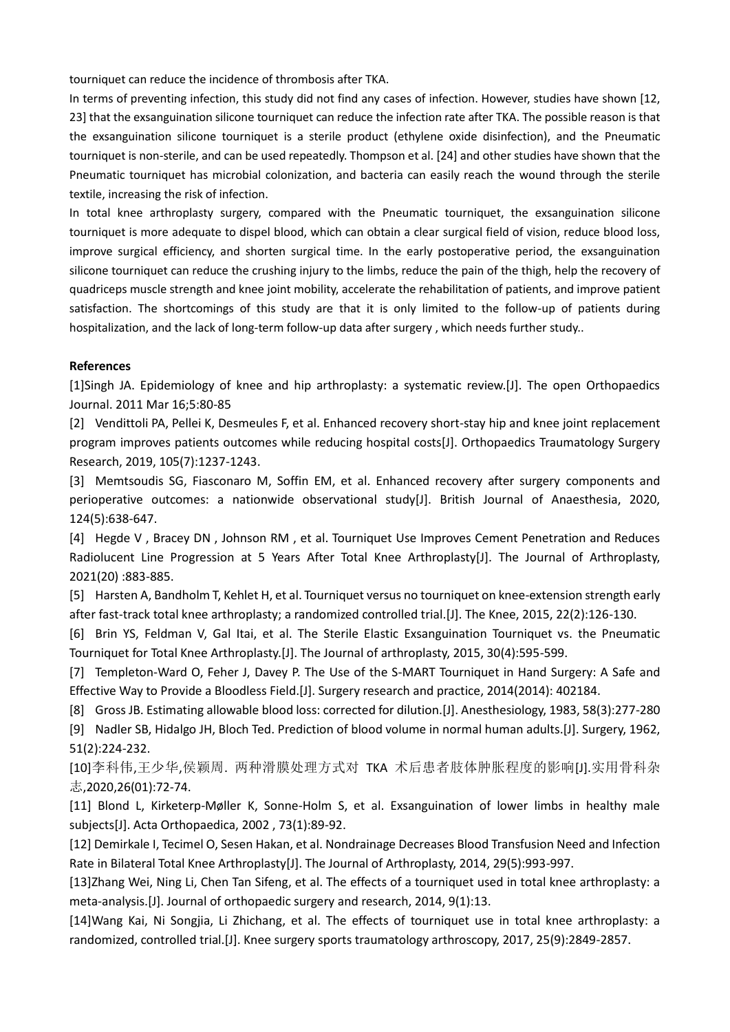tourniquet can reduce the incidence of thrombosis after TKA.

In terms of preventing infection, this study did not find any cases of infection. However, studies have shown [12, 23] that the exsanguination silicone tourniquet can reduce the infection rate after TKA. The possible reason is that the exsanguination silicone tourniquet is a sterile product (ethylene oxide disinfection), and the Pneumatic tourniquet is non-sterile, and can be used repeatedly. Thompson et al. [24] and other studies have shown that the Pneumatic tourniquet has microbial colonization, and bacteria can easily reach the wound through the sterile textile, increasing the risk of infection.

In total knee arthroplasty surgery, compared with the Pneumatic tourniquet, the exsanguination silicone tourniquet is more adequate to dispel blood, which can obtain a clear surgical field of vision, reduce blood loss, improve surgical efficiency, and shorten surgical time. In the early postoperative period, the exsanguination silicone tourniquet can reduce the crushing injury to the limbs, reduce the pain of the thigh, help the recovery of quadriceps muscle strength and knee joint mobility, accelerate the rehabilitation of patients, and improve patient satisfaction. The shortcomings of this study are that it is only limited to the follow-up of patients during hospitalization, and the lack of long-term follow-up data after surgery , which needs further study..

**References**

[1]Singh JA. Epidemiology of knee and hip arthroplasty: a systematic review.[J]. The open Orthopaedics Journal. 2011 Mar 16;5:80-85

[2] Vendittoli PA, Pellei K, Desmeules F, et al. Enhanced recovery short-stay hip and knee joint replacement program improves patients outcomes while reducing hospital costs[J]. Orthopaedics Traumatology Surgery Research, 2019, 105(7):1237-1243.

[3] Memtsoudis SG, Fiasconaro M, Soffin EM, et al. Enhanced recovery after surgery components and perioperative outcomes: a nationwide observational study[J]. British Journal of Anaesthesia, 2020, 124(5):638-647.

[4] Hegde V , Bracey DN , Johnson RM , et al. Tourniquet Use Improves Cement Penetration and Reduces Radiolucent Line Progression at 5 Years After Total Knee Arthroplasty[J]. The Journal of Arthroplasty, 2021(20) :883-885.

[5] Harsten A, Bandholm T, Kehlet H, et al. Tourniquet versus no tourniquet on knee-extension strength early after fast-track total knee arthroplasty; a randomized controlled trial.[J]. The Knee, 2015, 22(2):126-130.

[6] Brin YS, Feldman V, Gal Itai, et al. The Sterile Elastic Exsanguination Tourniquet vs. the Pneumatic Tourniquet for Total Knee Arthroplasty.[J]. The Journal of arthroplasty, 2015, 30(4):595-599.

[7] Templeton-Ward O, Feher J, Davey P. The Use of the S-MART Tourniquet in Hand Surgery: A Safe and Effective Way to Provide a Bloodless Field.[J]. Surgery research and practice, 2014(2014): 402184.

[8] Gross JB. Estimating allowable blood loss: corrected for dilution.[J]. Anesthesiology, 1983, 58(3):277-280

[9] Nadler SB, Hidalgo JH, Bloch Ted. Prediction of blood volume in normal human adults.[J]. Surgery, 1962, 51(2):224-232.

[10]李科伟,王少华,侯颖周. 两种滑膜处理方式对 TKA 术后患者肢体肿胀程度的影响[J].实用骨科杂志,2020,26(01):72-74.

[11] Blond L, Kirketerp-Møller K, Sonne-Holm S, et al. Exsanguination of lower limbs in healthy male subjects[J]. Acta Orthopaedica, 2002 , 73(1):89-92.

[12] Demirkale I, Tecimel O, Sesen Hakan, et al. Nondrainage Decreases Blood Transfusion Need and Infection Rate in Bilateral Total Knee Arthroplasty[J]. The Journal of Arthroplasty, 2014, 29(5):993-997.

[13]Zhang Wei, Ning Li, Chen Tan Sifeng, et al. The effects of a tourniquet used in total knee arthroplasty: a meta-analysis.[J]. Journal of orthopaedic surgery and research, 2014, 9(1):13.

[14]Wang Kai, Ni Songjia, Li Zhichang, et al. The effects of tourniquet use in total knee arthroplasty: a randomized, controlled trial.[J]. Knee surgery sports traumatology arthroscopy, 2017, 25(9):2849-2857.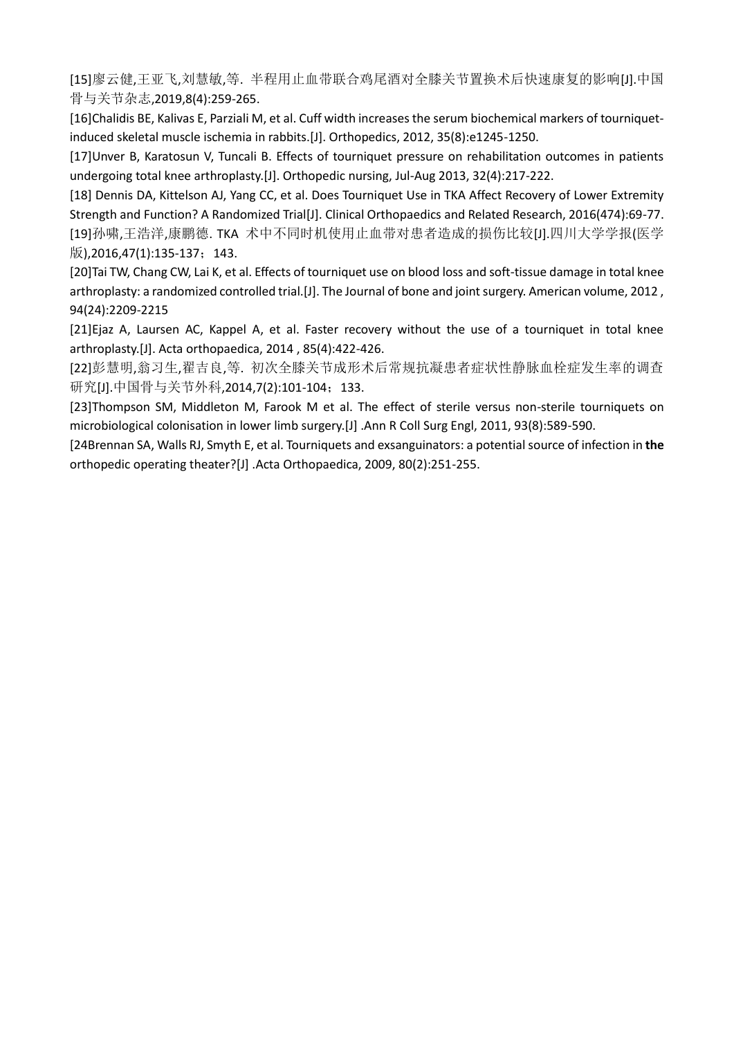[15]廖云健,王亚飞,刘慧敏,等. 半程用止血带联合鸡尾酒对全膝关节置换术后快速康复的影响[J].中国骨与关节杂志,2019,8(4):259-265.

[16]Chalidis BE, Kalivas E, Parziali M, et al. Cuff width increases the serum biochemical markers of tourniquet-induced skeletal muscle ischemia in rabbits.[J]. Orthopedics, 2012, 35(8):e1245-1250.

[17]Unver B, Karatosun V, Tuncali B. Effects of tourniquet pressure on rehabilitation outcomes in patients undergoing total knee arthroplasty.[J]. Orthopedic nursing, Jul-Aug 2013, 32(4):217-222.

[18] Dennis DA, Kittelson AJ, Yang CC, et al. Does Tourniquet Use in TKA Affect Recovery of Lower Extremity Strength and Function? A Randomized Trial[J]. Clinical Orthopaedics and Related Research, 2016(474):69-77.

[19]孙啸,王浩洋,康鹏德. TKA 术中不同时机使用止血带对患者造成的损伤比较[J].四川大学学报(医学版),2016,47(1):135-137；143.

[20]Tai TW, Chang CW, Lai K, et al. Effects of tourniquet use on blood loss and soft-tissue damage in total knee arthroplasty: a randomized controlled trial.[J]. The Journal of bone and joint surgery. American volume, 2012 , 94(24):2209-2215

[21]Ejaz A, Laursen AC, Kappel A, et al. Faster recovery without the use of a tourniquet in total knee arthroplasty.[J]. Acta orthopaedica, 2014 , 85(4):422-426.

[22]彭慧明,翁习生,翟吉良,等. 初次全膝关节成形术后常规抗凝患者症状性静脉血栓症发生率的调查研究[J].中国骨与关节外科,2014,7(2):101-104；133.

[23]Thompson SM, Middleton M, Farook M et al. The effect of sterile versus non-sterile tourniquets on microbiological colonisation in lower limb surgery.[J] .Ann R Coll Surg Engl, 2011, 93(8):589-590.

[24Brennan SA, Walls RJ, Smyth E, et al. Tourniquets and exsanguinators: a potential source of infection in **the** orthopedic operating theater?[J] .Acta Orthopaedica, 2009, 80(2):251-255.